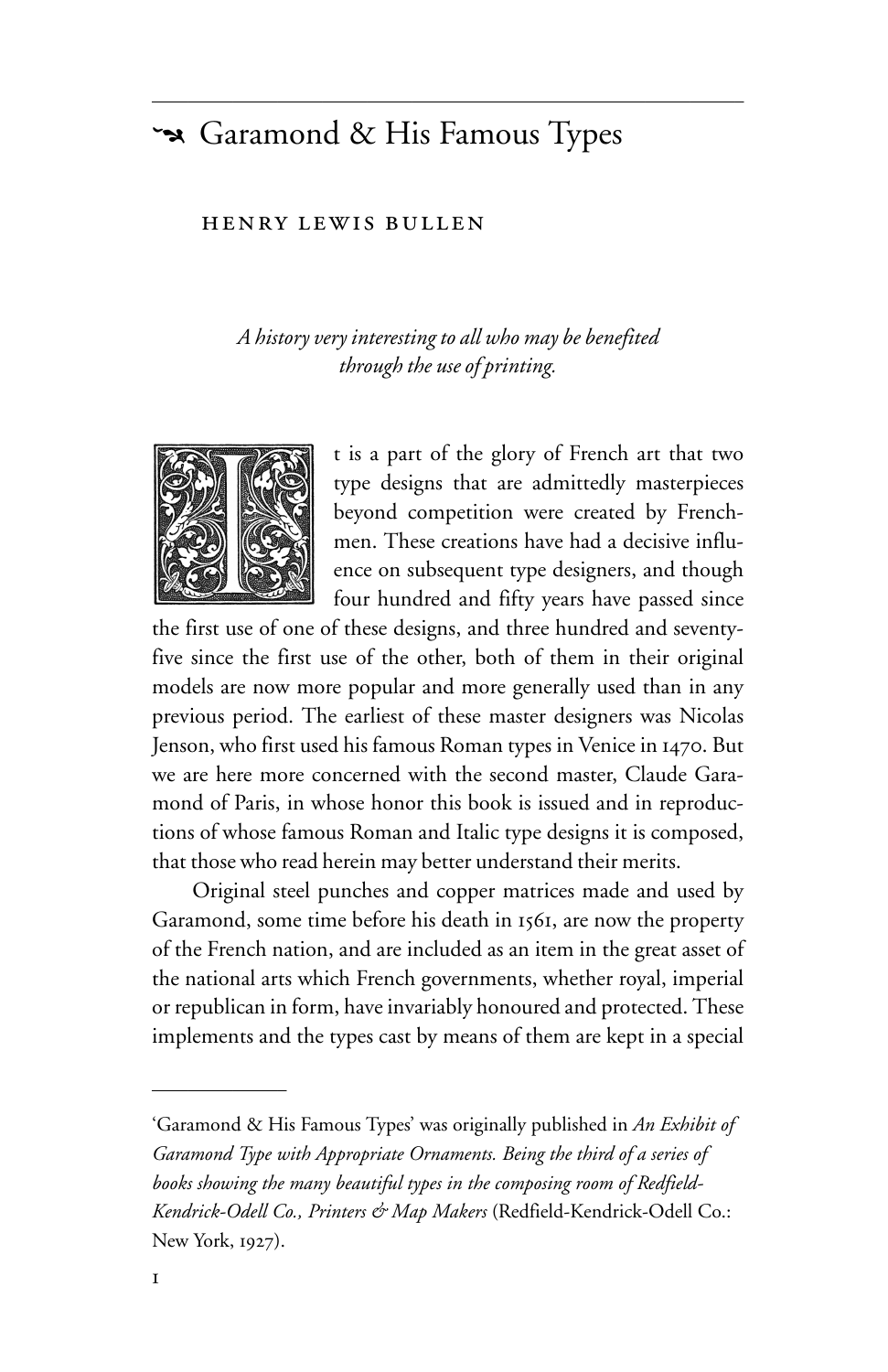# Garamond & His Famous Types

HENRY LEWIS BULLEN

*A history very interesting to all who may be benefited through the use of printing.*

It is a part of the glory of French art that two type designs that are admittedly masterpieces beyond competition were created by Frenchmen. These creations have had a decisive influence on subsequent type designers, and though four hundred and fifty years have passed since the first use of one of these designs, and three hundred and seventy-five since the first use of the other, both of them in their original models are now more popular and more generally used than in any previous period. The earliest of these master designers was Nicolas Jenson, who first used his famous Roman types in Venice in 1470. But we are here more concerned with the second master, Claude Garamond of Paris, in whose honor this book is issued and in reproductions of whose famous Roman and Italic type designs it is composed, that those who read herein may better understand their merits.

Original steel punches and copper matrices made and used by Garamond, some time before his death in 1561, are now the property of the French nation, and are included as an item in the great asset of the national arts which French governments, whether royal, imperial or republican in form, have invariably honoured and protected. These implements and the types cast by means of them are kept in a special

---

'Garamond & His Famous Types' was originally published in *An Exhibit of Garamond Type with Appropriate Ornaments. Being the third of a series of books showing the many beautiful types in the composing room of Redfield-Kendrick-Odell Co., Printers & Map Makers* (Redfield-Kendrick-Odell Co.: New York, 1927).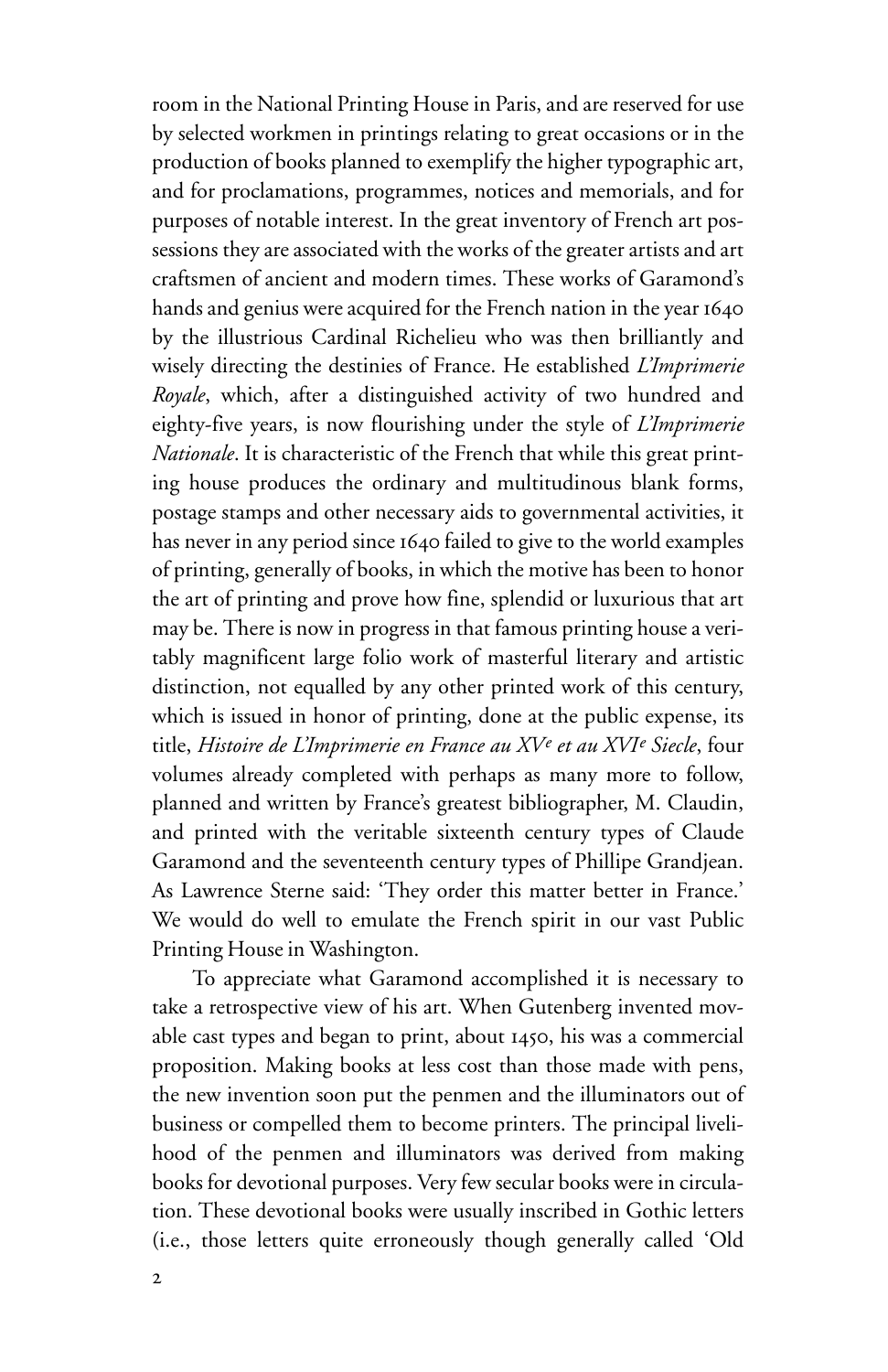room in the National Printing House in Paris, and are reserved for use by selected workmen in printings relating to great occasions or in the production of books planned to exemplify the higher typographic art, and for proclamations, programmes, notices and memorials, and for purposes of notable interest. In the great inventory of French art possessions they are associated with the works of the greater artists and art craftsmen of ancient and modern times. These works of Garamond's hands and genius were acquired for the French nation in the year 1640 by the illustrious Cardinal Richelieu who was then brilliantly and wisely directing the destinies of France. He established *L'Imprimerie Royale*, which, after a distinguished activity of two hundred and eighty-five years, is now flourishing under the style of *L'Imprimerie Nationale*. It is characteristic of the French that while this great printing house produces the ordinary and multitudinous blank forms, postage stamps and other necessary aids to governmental activities, it has never in any period since 1640 failed to give to the world examples of printing, generally of books, in which the motive has been to honor the art of printing and prove how fine, splendid or luxurious that art may be. There is now in progress in that famous printing house a veritably magnificent large folio work of masterful literary and artistic distinction, not equalled by any other printed work of this century, which is issued in honor of printing, done at the public expense, its title, *Histoire de L'Imprimerie en France au XV^e^ et au XVI^e^ Siecle*, four volumes already completed with perhaps as many more to follow, planned and written by France's greatest bibliographer, M. Claudin, and printed with the veritable sixteenth century types of Claude Garamond and the seventeenth century types of Phillipe Grandjean. As Lawrence Sterne said: 'They order this matter better in France.' We would do well to emulate the French spirit in our vast Public Printing House in Washington.

To appreciate what Garamond accomplished it is necessary to take a retrospective view of his art. When Gutenberg invented movable cast types and began to print, about 1450, his was a commercial proposition. Making books at less cost than those made with pens, the new invention soon put the penmen and the illuminators out of business or compelled them to become printers. The principal livelihood of the penmen and illuminators was derived from making books for devotional purposes. Very few secular books were in circulation. These devotional books were usually inscribed in Gothic letters (i.e., those letters quite erroneously though generally called 'Old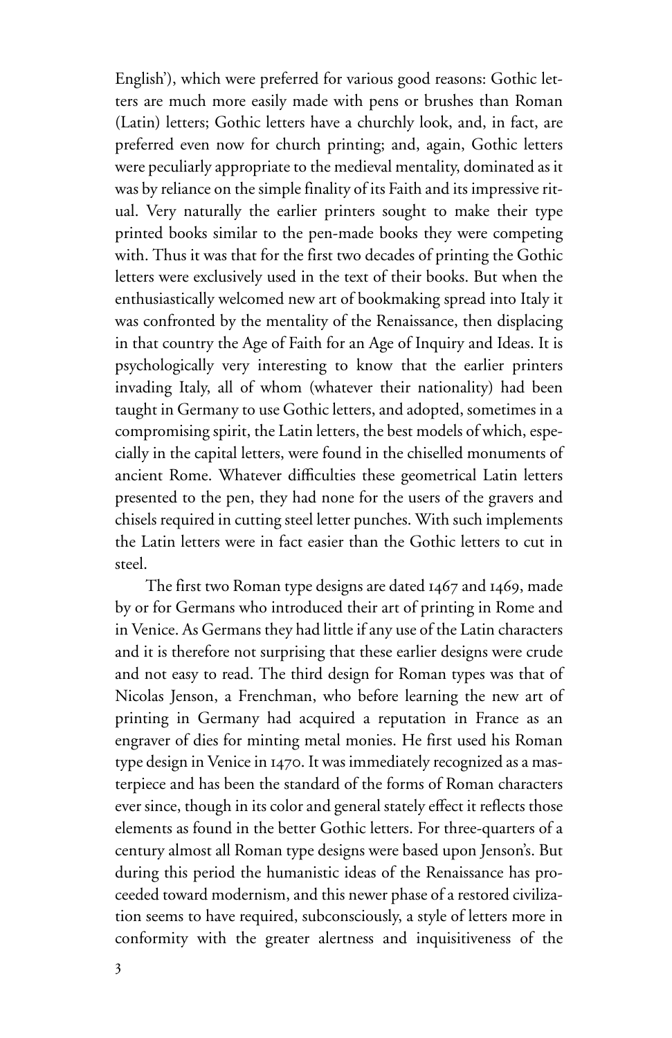English'), which were preferred for various good reasons: Gothic letters are much more easily made with pens or brushes than Roman (Latin) letters; Gothic letters have a churchly look, and, in fact, are preferred even now for church printing; and, again, Gothic letters were peculiarly appropriate to the medieval mentality, dominated as it was by reliance on the simple finality of its Faith and its impressive ritual. Very naturally the earlier printers sought to make their type printed books similar to the pen-made books they were competing with. Thus it was that for the first two decades of printing the Gothic letters were exclusively used in the text of their books. But when the enthusiastically welcomed new art of bookmaking spread into Italy it was confronted by the mentality of the Renaissance, then displacing in that country the Age of Faith for an Age of Inquiry and Ideas. It is psychologically very interesting to know that the earlier printers invading Italy, all of whom (whatever their nationality) had been taught in Germany to use Gothic letters, and adopted, sometimes in a compromising spirit, the Latin letters, the best models of which, especially in the capital letters, were found in the chiselled monuments of ancient Rome. Whatever difficulties these geometrical Latin letters presented to the pen, they had none for the users of the gravers and chisels required in cutting steel letter punches. With such implements the Latin letters were in fact easier than the Gothic letters to cut in steel.

The first two Roman type designs are dated 1467 and 1469, made by or for Germans who introduced their art of printing in Rome and in Venice. As Germans they had little if any use of the Latin characters and it is therefore not surprising that these earlier designs were crude and not easy to read. The third design for Roman types was that of Nicolas Jenson, a Frenchman, who before learning the new art of printing in Germany had acquired a reputation in France as an engraver of dies for minting metal monies. He first used his Roman type design in Venice in 1470. It was immediately recognized as a masterpiece and has been the standard of the forms of Roman characters ever since, though in its color and general stately effect it reflects those elements as found in the better Gothic letters. For three-quarters of a century almost all Roman type designs were based upon Jenson's. But during this period the humanistic ideas of the Renaissance has proceeded toward modernism, and this newer phase of a restored civilization seems to have required, subconsciously, a style of letters more in conformity with the greater alertness and inquisitiveness of the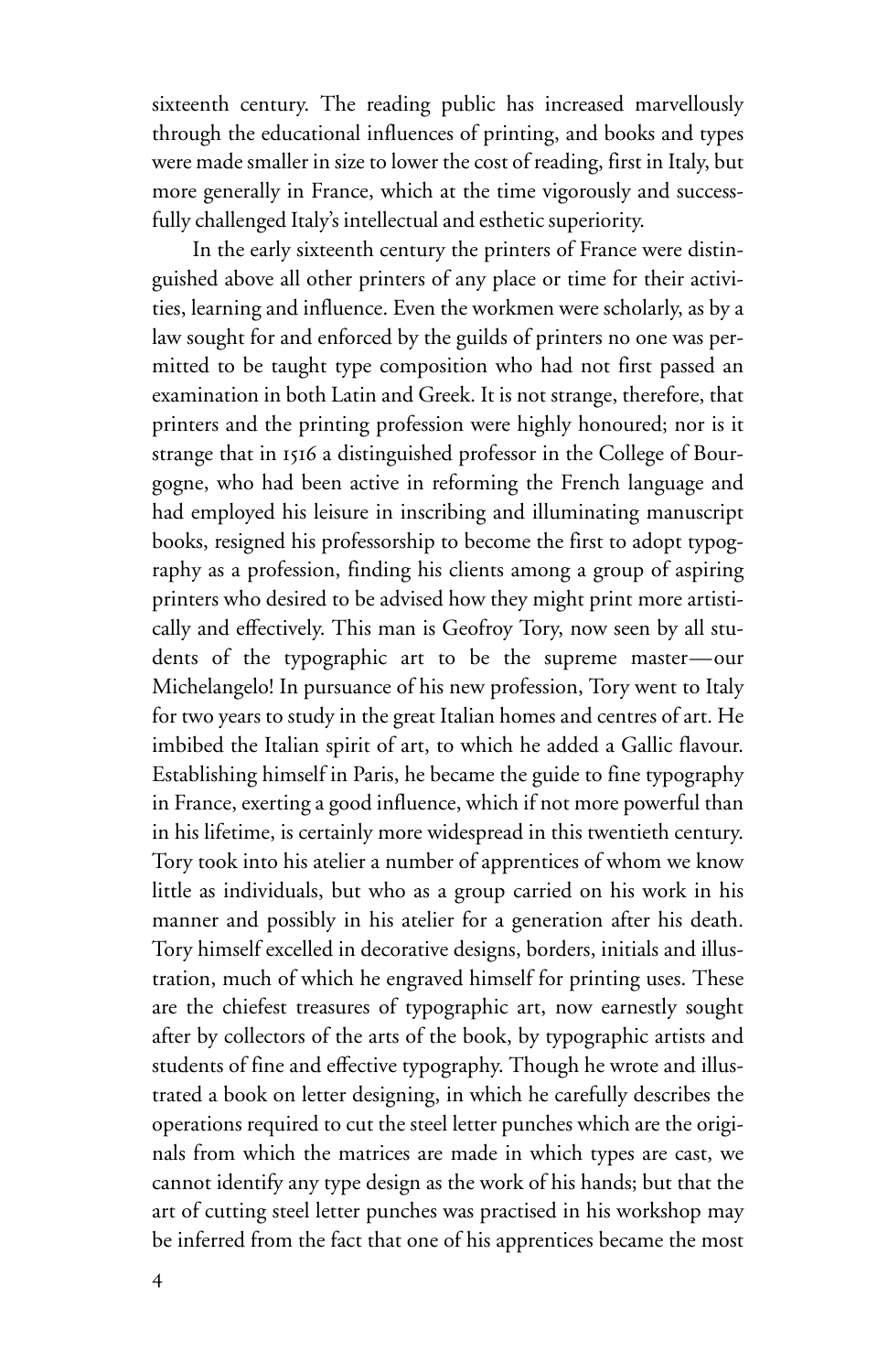sixteenth century. The reading public has increased marvellously through the educational influences of printing, and books and types were made smaller in size to lower the cost of reading, first in Italy, but more generally in France, which at the time vigorously and successfully challenged Italy's intellectual and esthetic superiority.

In the early sixteenth century the printers of France were distinguished above all other printers of any place or time for their activities, learning and influence. Even the workmen were scholarly, as by a law sought for and enforced by the guilds of printers no one was permitted to be taught type composition who had not first passed an examination in both Latin and Greek. It is not strange, therefore, that printers and the printing profession were highly honoured; nor is it strange that in 1516 a distinguished professor in the College of Bourgogne, who had been active in reforming the French language and had employed his leisure in inscribing and illuminating manuscript books, resigned his professorship to become the first to adopt typography as a profession, finding his clients among a group of aspiring printers who desired to be advised how they might print more artistically and effectively. This man is Geofroy Tory, now seen by all students of the typographic art to be the supreme master—our Michelangelo! In pursuance of his new profession, Tory went to Italy for two years to study in the great Italian homes and centres of art. He imbibed the Italian spirit of art, to which he added a Gallic flavour. Establishing himself in Paris, he became the guide to fine typography in France, exerting a good influence, which if not more powerful than in his lifetime, is certainly more widespread in this twentieth century. Tory took into his atelier a number of apprentices of whom we know little as individuals, but who as a group carried on his work in his manner and possibly in his atelier for a generation after his death. Tory himself excelled in decorative designs, borders, initials and illustration, much of which he engraved himself for printing uses. These are the chiefest treasures of typographic art, now earnestly sought after by collectors of the arts of the book, by typographic artists and students of fine and effective typography. Though he wrote and illustrated a book on letter designing, in which he carefully describes the operations required to cut the steel letter punches which are the originals from which the matrices are made in which types are cast, we cannot identify any type design as the work of his hands; but that the art of cutting steel letter punches was practised in his workshop may be inferred from the fact that one of his apprentices became the most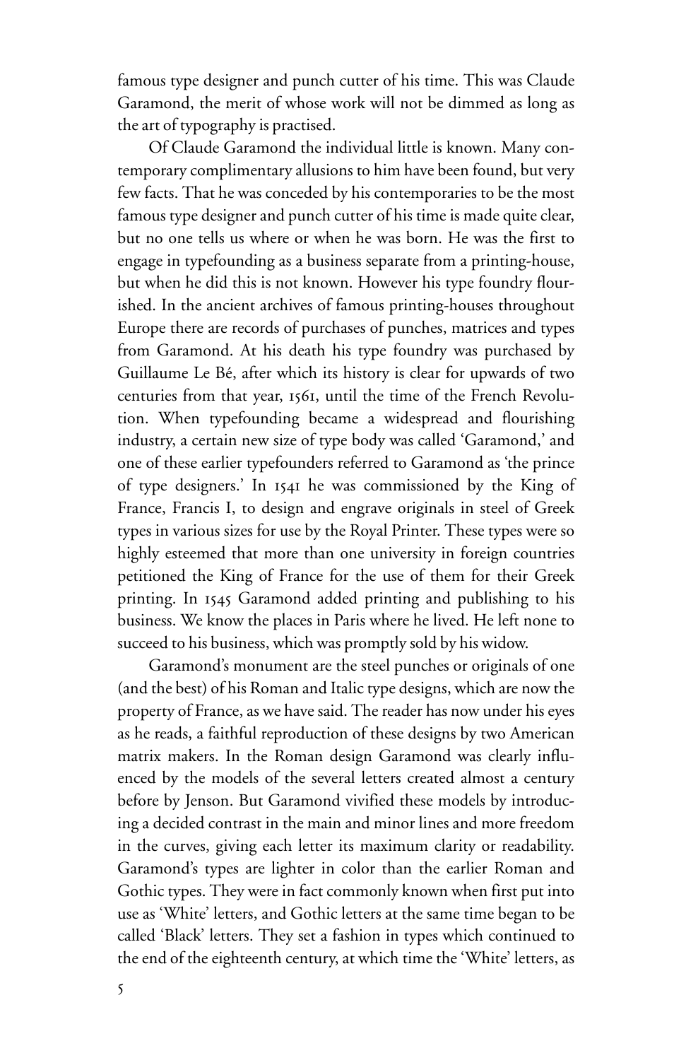famous type designer and punch cutter of his time. This was Claude Garamond, the merit of whose work will not be dimmed as long as the art of typography is practised.

Of Claude Garamond the individual little is known. Many contemporary complimentary allusions to him have been found, but very few facts. That he was conceded by his contemporaries to be the most famous type designer and punch cutter of his time is made quite clear, but no one tells us where or when he was born. He was the first to engage in typefounding as a business separate from a printing-house, but when he did this is not known. However his type foundry flourished. In the ancient archives of famous printing-houses throughout Europe there are records of purchases of punches, matrices and types from Garamond. At his death his type foundry was purchased by Guillaume Le Bé, after which its history is clear for upwards of two centuries from that year, 1561, until the time of the French Revolution. When typefounding became a widespread and flourishing industry, a certain new size of type body was called 'Garamond,' and one of these earlier typefounders referred to Garamond as 'the prince of type designers.' In 1541 he was commissioned by the King of France, Francis I, to design and engrave originals in steel of Greek types in various sizes for use by the Royal Printer. These types were so highly esteemed that more than one university in foreign countries petitioned the King of France for the use of them for their Greek printing. In 1545 Garamond added printing and publishing to his business. We know the places in Paris where he lived. He left none to succeed to his business, which was promptly sold by his widow.

Garamond's monument are the steel punches or originals of one (and the best) of his Roman and Italic type designs, which are now the property of France, as we have said. The reader has now under his eyes as he reads, a faithful reproduction of these designs by two American matrix makers. In the Roman design Garamond was clearly influenced by the models of the several letters created almost a century before by Jenson. But Garamond vivified these models by introducing a decided contrast in the main and minor lines and more freedom in the curves, giving each letter its maximum clarity or readability. Garamond's types are lighter in color than the earlier Roman and Gothic types. They were in fact commonly known when first put into use as 'White' letters, and Gothic letters at the same time began to be called 'Black' letters. They set a fashion in types which continued to the end of the eighteenth century, at which time the 'White' letters, as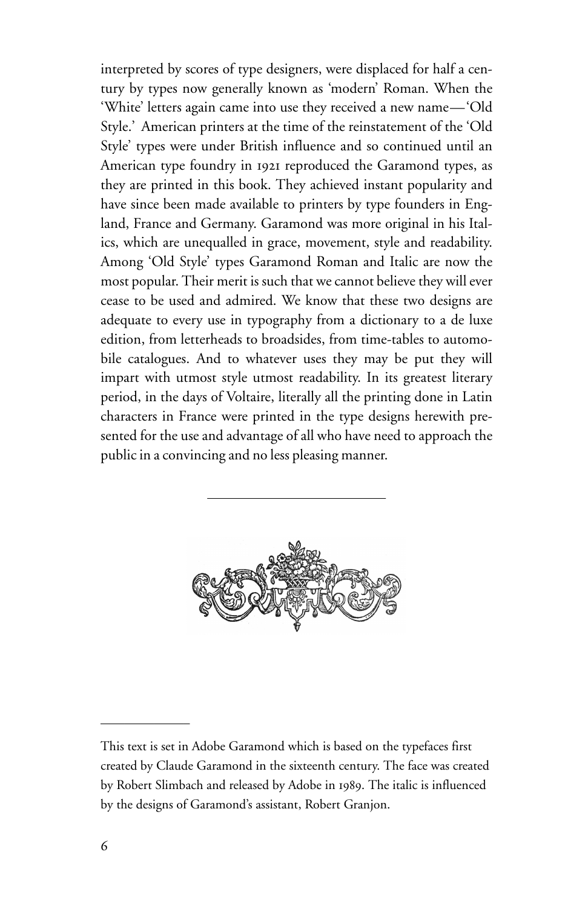interpreted by scores of type designers, were displaced for half a century by types now generally known as 'modern' Roman. When the 'White' letters again came into use they received a new name—'Old Style.' American printers at the time of the reinstatement of the 'Old Style' types were under British influence and so continued until an American type foundry in 1921 reproduced the Garamond types, as they are printed in this book. They achieved instant popularity and have since been made available to printers by type founders in England, France and Germany. Garamond was more original in his Italics, which are unequalled in grace, movement, style and readability. Among 'Old Style' types Garamond Roman and Italic are now the most popular. Their merit is such that we cannot believe they will ever cease to be used and admired. We know that these two designs are adequate to every use in typography from a dictionary to a de luxe edition, from letterheads to broadsides, from time-tables to automobile catalogues. And to whatever uses they may be put they will impart with utmost style utmost readability. In its greatest literary period, in the days of Voltaire, literally all the printing done in Latin characters in France were printed in the type designs herewith presented for the use and advantage of all who have need to approach the public in a convincing and no less pleasing manner.

---

This text is set in Adobe Garamond which is based on the typefaces first created by Claude Garamond in the sixteenth century. The face was created by Robert Slimbach and released by Adobe in 1989. The italic is influenced by the designs of Garamond's assistant, Robert Granjon.